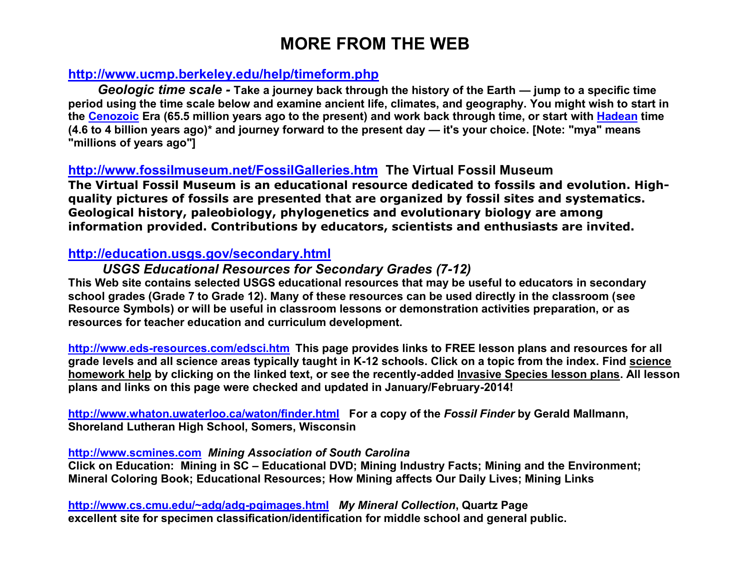# MORE FROM THE WEB

**http://www.ucmp.berkeley.edu/help/timeform.php**

***Geologic time scale -*** **Take a journey back through the history of the Earth — jump to a specific time period using the time scale below and examine ancient life, climates, and geography. You might wish to start in the Cenozoic Era (65.5 million years ago to the present) and work back through time, or start with Hadean time (4.6 to 4 billion years ago)* and journey forward to the present day — it's your choice. [Note: "mya" means "millions of years ago"]**

**http://www.fossilmuseum.net/FossilGalleries.htm The Virtual Fossil Museum**

**The Virtual Fossil Museum is an educational resource dedicated to fossils and evolution. High-quality pictures of fossils are presented that are organized by fossil sites and systematics. Geological history, paleobiology, phylogenetics and evolutionary biology are among information provided. Contributions by educators, scientists and enthusiasts are invited.**

**http://education.usgs.gov/secondary.html**

***USGS Educational Resources for Secondary Grades (7-12)***

**This Web site contains selected USGS educational resources that may be useful to educators in secondary school grades (Grade 7 to Grade 12). Many of these resources can be used directly in the classroom (see Resource Symbols) or will be useful in classroom lessons or demonstration activities preparation, or as resources for teacher education and curriculum development.**

**http://www.eds-resources.com/edsci.htm This page provides links to FREE lesson plans and resources for all grade levels and all science areas typically taught in K-12 schools. Click on a topic from the index. Find science homework help by clicking on the linked text, or see the recently-added Invasive Species lesson plans. All lesson plans and links on this page were checked and updated in January/February-2014!**

**http://www.whaton.uwaterloo.ca/waton/finder.html For a copy of the *Fossil Finder* by Gerald Mallmann, Shoreland Lutheran High School, Somers, Wisconsin**

**http://www.scmines.com *Mining Association of South Carolina***
**Click on Education: Mining in SC – Educational DVD; Mining Industry Facts; Mining and the Environment; Mineral Coloring Book; Educational Resources; How Mining affects Our Daily Lives; Mining Links**

**http://www.cs.cmu.edu/~adg/adg-pgimages.html *My Mineral Collection*, Quartz Page**
**excellent site for specimen classification/identification for middle school and general public.**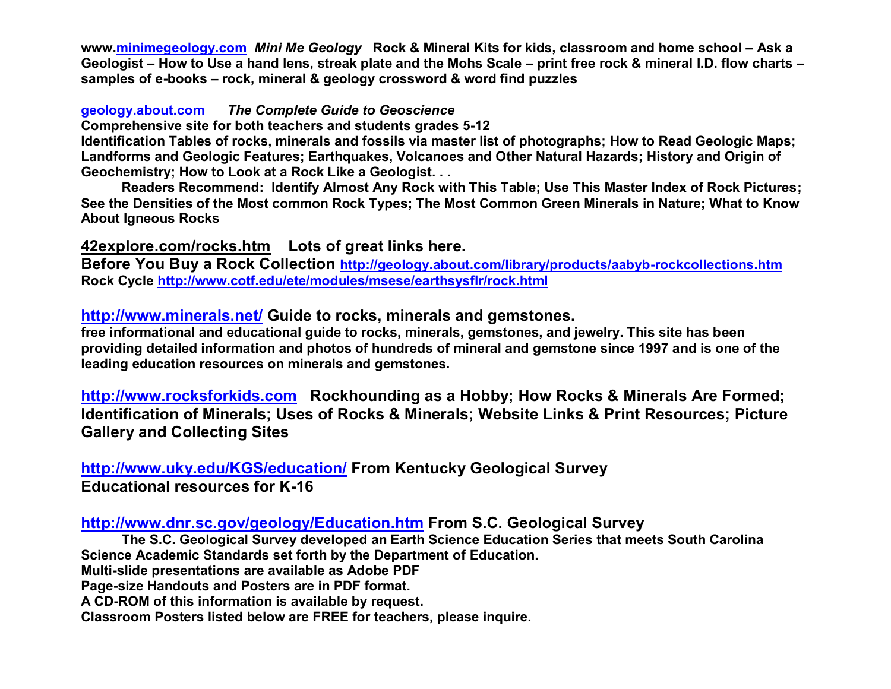**www.[minimegeology.com](http://www.minimegeology.com)** ***Mini Me Geology*** **Rock & Mineral Kits for kids, classroom and home school – Ask a Geologist – How to Use a hand lens, streak plate and the Mohs Scale – print free rock & mineral I.D. flow charts – samples of e-books – rock, mineral & geology crossword & word find puzzles**

**geology.about.com** ***The Complete Guide to Geoscience***
**Comprehensive site for both teachers and students grades 5-12**
**Identification Tables of rocks, minerals and fossils via master list of photographs; How to Read Geologic Maps; Landforms and Geologic Features; Earthquakes, Volcanoes and Other Natural Hazards; History and Origin of Geochemistry; How to Look at a Rock Like a Geologist. . .**

**Readers Recommend: Identify Almost Any Rock with This Table; Use This Master Index of Rock Pictures; See the Densities of the Most common Rock Types; The Most Common Green Minerals in Nature; What to Know About Igneous Rocks**

**42explore.com/rocks.htm Lots of great links here.**
**Before You Buy a Rock Collection [http://geology.about.com/library/products/aabyb-rockcollections.htm](http://geology.about.com/library/products/aabyb-rockcollections.htm)**
**Rock Cycle [http://www.cotf.edu/ete/modules/msese/earthsysflr/rock.html](http://www.cotf.edu/ete/modules/msese/earthsysflr/rock.html)**

**[http://www.minerals.net/](http://www.minerals.net/) Guide to rocks, minerals and gemstones.**
**free informational and educational guide to rocks, minerals, gemstones, and jewelry. This site has been providing detailed information and photos of hundreds of mineral and gemstone since 1997 and is one of the leading education resources on minerals and gemstones.**

**[http://www.rocksforkids.com](http://www.rocksforkids.com) Rockhounding as a Hobby; How Rocks & Minerals Are Formed; Identification of Minerals; Uses of Rocks & Minerals; Website Links & Print Resources; Picture Gallery and Collecting Sites**

**[http://www.uky.edu/KGS/education/](http://www.uky.edu/KGS/education/) From Kentucky Geological Survey**
**Educational resources for K-16**

**[http://www.dnr.sc.gov/geology/Education.htm](http://www.dnr.sc.gov/geology/Education.htm) From S.C. Geological Survey**

**The S.C. Geological Survey developed an Earth Science Education Series that meets South Carolina Science Academic Standards set forth by the Department of Education.**
**Multi-slide presentations are available as Adobe PDF**
**Page-size Handouts and Posters are in PDF format.**
**A CD-ROM of this information is available by request.**
**Classroom Posters listed below are FREE for teachers, please inquire.**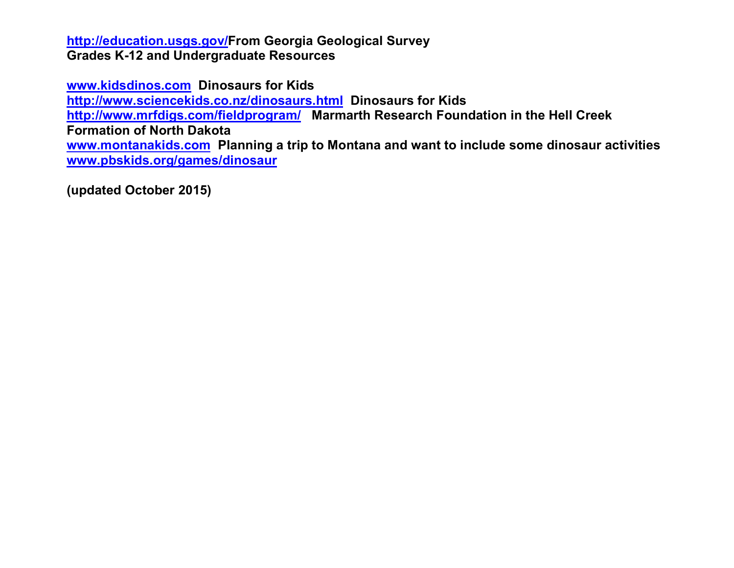**http://education.usgs.gov/From Georgia Geological Survey**
**Grades K-12 and Undergraduate Resources**

**www.kidsdinos.com Dinosaurs for Kids**
**http://www.sciencekids.co.nz/dinosaurs.html Dinosaurs for Kids**
**http://www.mrfdigs.com/fieldprogram/ Marmarth Research Foundation in the Hell Creek Formation of North Dakota**
**www.montanakids.com Planning a trip to Montana and want to include some dinosaur activities**
**www.pbskids.org/games/dinosaur**

**(updated October 2015)**